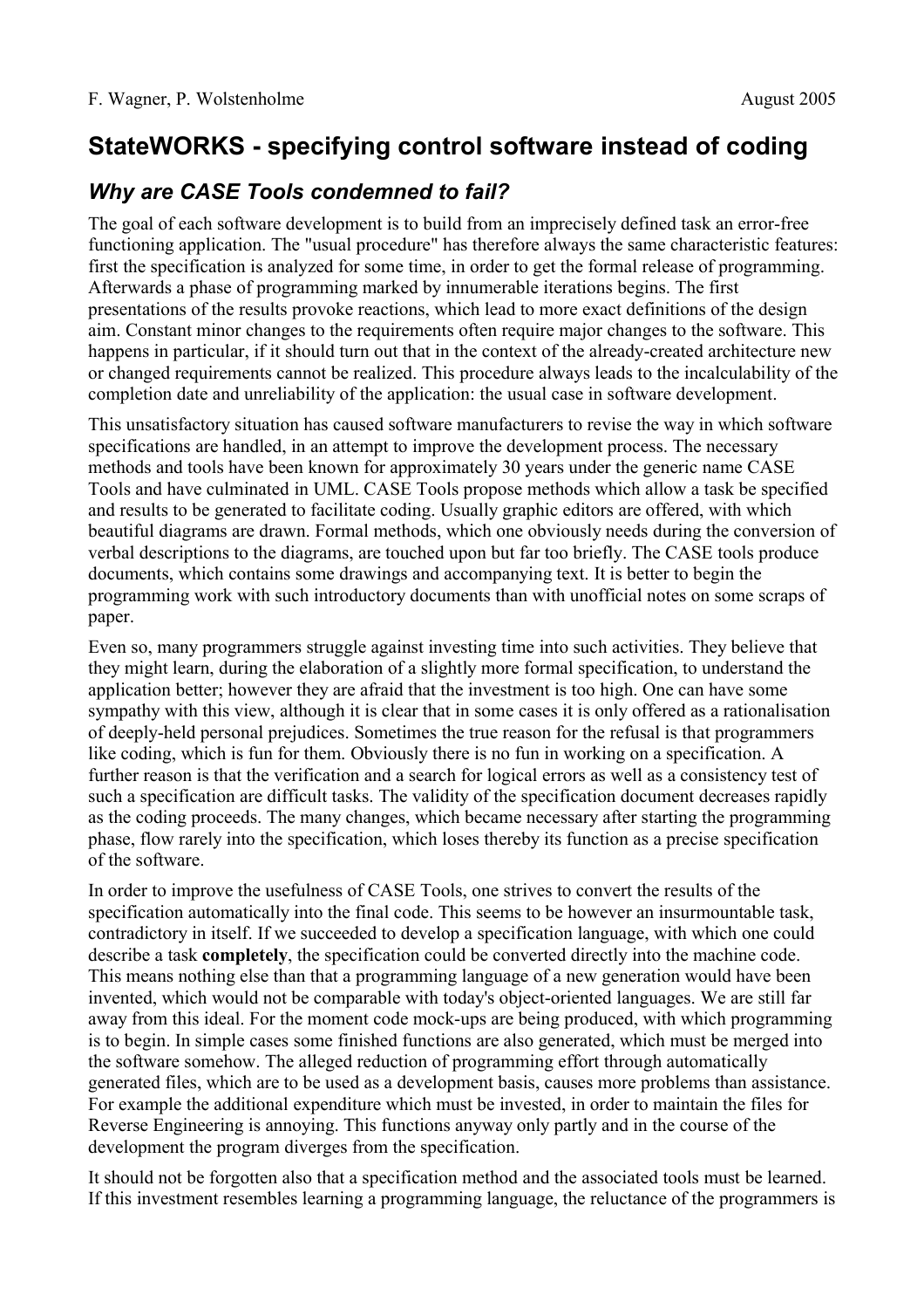F. Wagner, P. Wolstenholme August 2005

# StateWORKS - specifying control software instead of coding

## *Why are CASE Tools condemned to fail?*

The goal of each software development is to build from an imprecisely defined task an error-free functioning application. The "usual procedure" has therefore always the same characteristic features: first the specification is analyzed for some time, in order to get the formal release of programming. Afterwards a phase of programming marked by innumerable iterations begins. The first presentations of the results provoke reactions, which lead to more exact definitions of the design aim. Constant minor changes to the requirements often require major changes to the software. This happens in particular, if it should turn out that in the context of the already-created architecture new or changed requirements cannot be realized. This procedure always leads to the incalculability of the completion date and unreliability of the application: the usual case in software development.

This unsatisfactory situation has caused software manufacturers to revise the way in which software specifications are handled, in an attempt to improve the development process. The necessary methods and tools have been known for approximately 30 years under the generic name CASE Tools and have culminated in UML. CASE Tools propose methods which allow a task be specified and results to be generated to facilitate coding. Usually graphic editors are offered, with which beautiful diagrams are drawn. Formal methods, which one obviously needs during the conversion of verbal descriptions to the diagrams, are touched upon but far too briefly. The CASE tools produce documents, which contains some drawings and accompanying text. It is better to begin the programming work with such introductory documents than with unofficial notes on some scraps of paper.

Even so, many programmers struggle against investing time into such activities. They believe that they might learn, during the elaboration of a slightly more formal specification, to understand the application better; however they are afraid that the investment is too high. One can have some sympathy with this view, although it is clear that in some cases it is only offered as a rationalisation of deeply-held personal prejudices. Sometimes the true reason for the refusal is that programmers like coding, which is fun for them. Obviously there is no fun in working on a specification. A further reason is that the verification and a search for logical errors as well as a consistency test of such a specification are difficult tasks. The validity of the specification document decreases rapidly as the coding proceeds. The many changes, which became necessary after starting the programming phase, flow rarely into the specification, which loses thereby its function as a precise specification of the software.

In order to improve the usefulness of CASE Tools, one strives to convert the results of the specification automatically into the final code. This seems to be however an insurmountable task, contradictory in itself. If we succeeded to develop a specification language, with which one could describe a task **completely**, the specification could be converted directly into the machine code. This means nothing else than that a programming language of a new generation would have been invented, which would not be comparable with today's object-oriented languages. We are still far away from this ideal. For the moment code mock-ups are being produced, with which programming is to begin. In simple cases some finished functions are also generated, which must be merged into the software somehow. The alleged reduction of programming effort through automatically generated files, which are to be used as a development basis, causes more problems than assistance. For example the additional expenditure which must be invested, in order to maintain the files for Reverse Engineering is annoying. This functions anyway only partly and in the course of the development the program diverges from the specification.

It should not be forgotten also that a specification method and the associated tools must be learned. If this investment resembles learning a programming language, the reluctance of the programmers is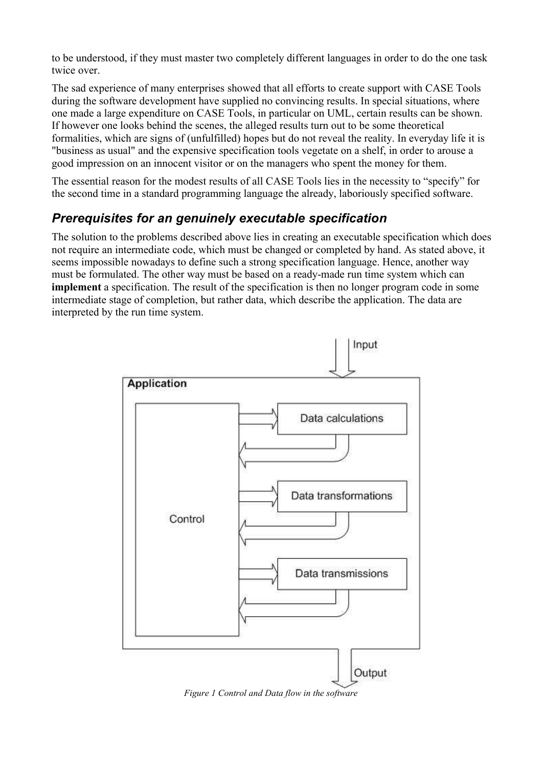to be understood, if they must master two completely different languages in order to do the one task twice over.

The sad experience of many enterprises showed that all efforts to create support with CASE Tools during the software development have supplied no convincing results. In special situations, where one made a large expenditure on CASE Tools, in particular on UML, certain results can be shown. If however one looks behind the scenes, the alleged results turn out to be some theoretical formalities, which are signs of (unfulfilled) hopes but do not reveal the reality. In everyday life it is "business as usual" and the expensive specification tools vegetate on a shelf, in order to arouse a good impression on an innocent visitor or on the managers who spent the money for them.

The essential reason for the modest results of all CASE Tools lies in the necessity to "specify" for the second time in a standard programming language the already, laboriously specified software.

### *Prerequisites for an genuinely executable specification*

The solution to the problems described above lies in creating an executable specification which does not require an intermediate code, which must be changed or completed by hand. As stated above, it seems impossible nowadays to define such a strong specification language. Hence, another way must be formulated. The other way must be based on a ready-made run time system which can **implement** a specification. The result of the specification is then no longer program code in some intermediate stage of completion, but rather data, which describe the application. The data are interpreted by the run time system.

*Figure 1 Control and Data flow in the software*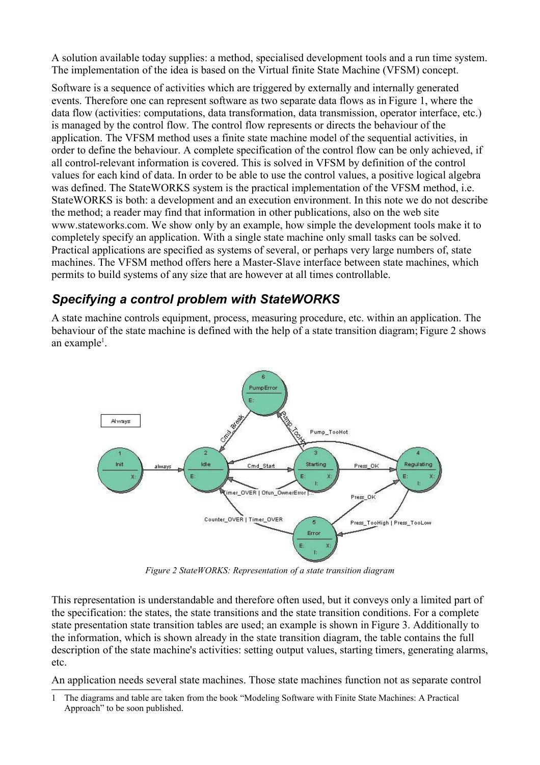A solution available today supplies: a method, specialised development tools and a run time system. The implementation of the idea is based on the Virtual finite State Machine (VFSM) concept.

Software is a sequence of activities which are triggered by externally and internally generated events. Therefore one can represent software as two separate data flows as in Figure 1, where the data flow (activities: computations, data transformation, data transmission, operator interface, etc.) is managed by the control flow. The control flow represents or directs the behaviour of the application. The VFSM method uses a finite state machine model of the sequential activities, in order to define the behaviour. A complete specification of the control flow can be only achieved, if all control-relevant information is covered. This is solved in VFSM by definition of the control values for each kind of data. In order to be able to use the control values, a positive logical algebra was defined. The StateWORKS system is the practical implementation of the VFSM method, i.e. StateWORKS is both: a development and an execution environment. In this note we do not describe the method; a reader may find that information in other publications, also on the web site www.stateworks.com. We show only by an example, how simple the development tools make it to completely specify an application. With a single state machine only small tasks can be solved. Practical applications are specified as systems of several, or perhaps very large numbers of, state machines. The VFSM method offers here a Master-Slave interface between state machines, which permits to build systems of any size that are however at all times controllable.

## *Specifying a control problem with StateWORKS*

A state machine controls equipment, process, measuring procedure, etc. within an application. The behaviour of the state machine is defined with the help of a state transition diagram; Figure 2 shows an example[1].

*Figure 2 StateWORKS: Representation of a state transition diagram*

This representation is understandable and therefore often used, but it conveys only a limited part of the specification: the states, the state transitions and the state transition conditions. For a complete state presentation state transition tables are used; an example is shown in Figure 3. Additionally to the information, which is shown already in the state transition diagram, the table contains the full description of the state machine's activities: setting output values, starting timers, generating alarms, etc.

An application needs several state machines. Those state machines function not as separate control

---

1 The diagrams and table are taken from the book "Modeling Software with Finite State Machines: A Practical Approach" to be soon published.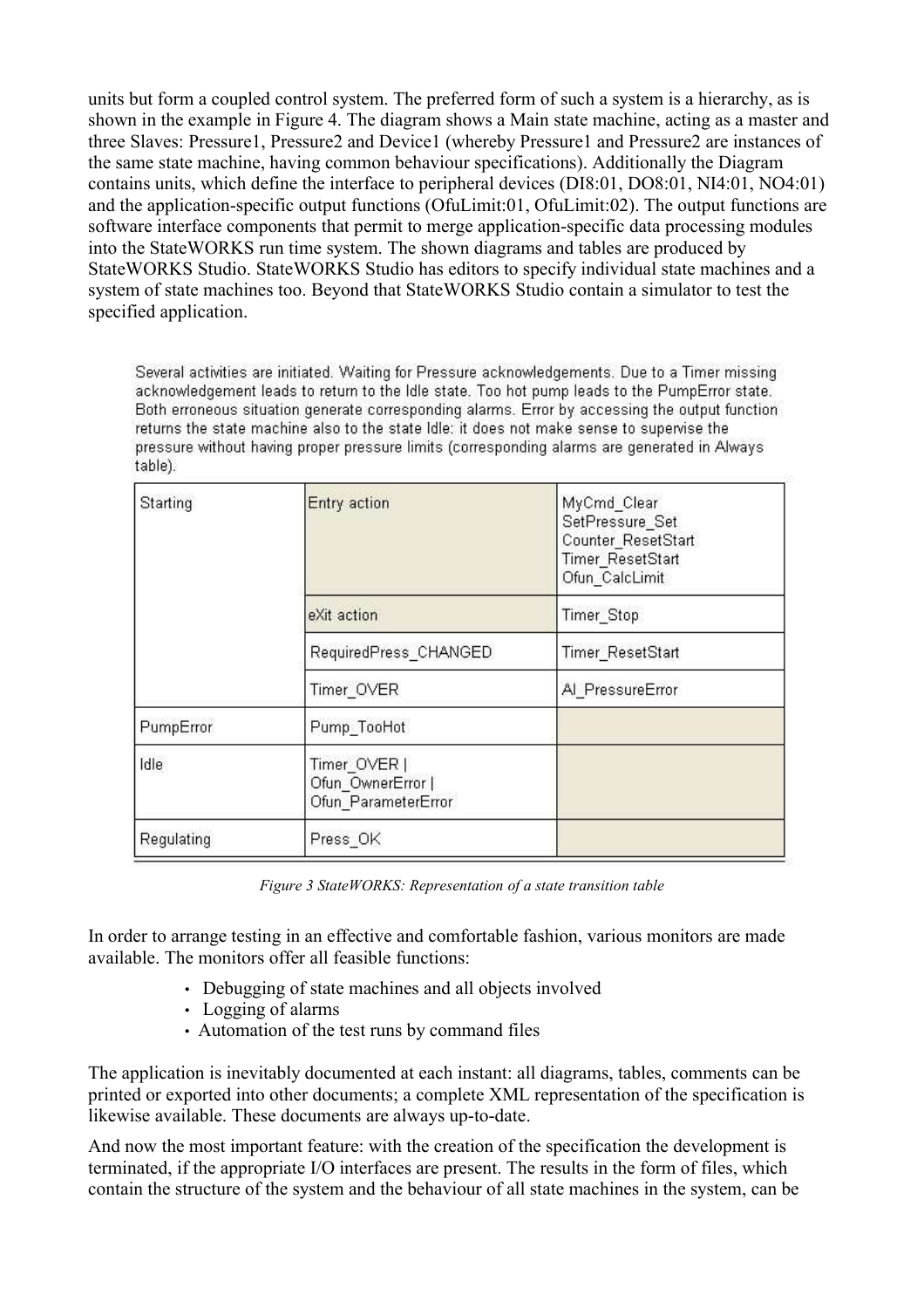units but form a coupled control system. The preferred form of such a system is a hierarchy, as is shown in the example in Figure 4. The diagram shows a Main state machine, acting as a master and three Slaves: Pressure1, Pressure2 and Device1 (whereby Pressure1 and Pressure2 are instances of the same state machine, having common behaviour specifications). Additionally the Diagram contains units, which define the interface to peripheral devices (DI8:01, DO8:01, NI4:01, NO4:01) and the application-specific output functions (OfuLimit:01, OfuLimit:02). The output functions are software interface components that permit to merge application-specific data processing modules into the StateWORKS run time system. The shown diagrams and tables are produced by StateWORKS Studio. StateWORKS Studio has editors to specify individual state machines and a system of state machines too. Beyond that StateWORKS Studio contain a simulator to test the specified application.

Several activities are initiated. Waiting for Pressure acknowledgements. Due to a Timer missing acknowledgement leads to return to the Idle state. Too hot pump leads to the PumpError state. Both erroneous situation generate corresponding alarms. Error by accessing the output function returns the state machine also to the state Idle: it does not make sense to supervise the pressure without having proper pressure limits (corresponding alarms are generated in Always table).

| | | |
|---|---|---|
| Starting | Entry action | MyCmd_Clear<br>SetPressure_Set<br>Counter_ResetStart<br>Timer_ResetStart<br>Ofun_CalcLimit |
| | eXit action | Timer_Stop |
| | RequiredPress_CHANGED | Timer_ResetStart |
| | Timer_OVER | Al_PressureError |
| PumpError | Pump_TooHot | |
| Idle | Timer_OVER \|<br>Ofun_OwnerError \|<br>Ofun_ParameterError | |
| Regulating | Press_OK | |

*Figure 3 StateWORKS: Representation of a state transition table*

In order to arrange testing in an effective and comfortable fashion, various monitors are made available. The monitors offer all feasible functions:

- Debugging of state machines and all objects involved
- Logging of alarms
- Automation of the test runs by command files

The application is inevitably documented at each instant: all diagrams, tables, comments can be printed or exported into other documents; a complete XML representation of the specification is likewise available. These documents are always up-to-date.

And now the most important feature: with the creation of the specification the development is terminated, if the appropriate I/O interfaces are present. The results in the form of files, which contain the structure of the system and the behaviour of all state machines in the system, can be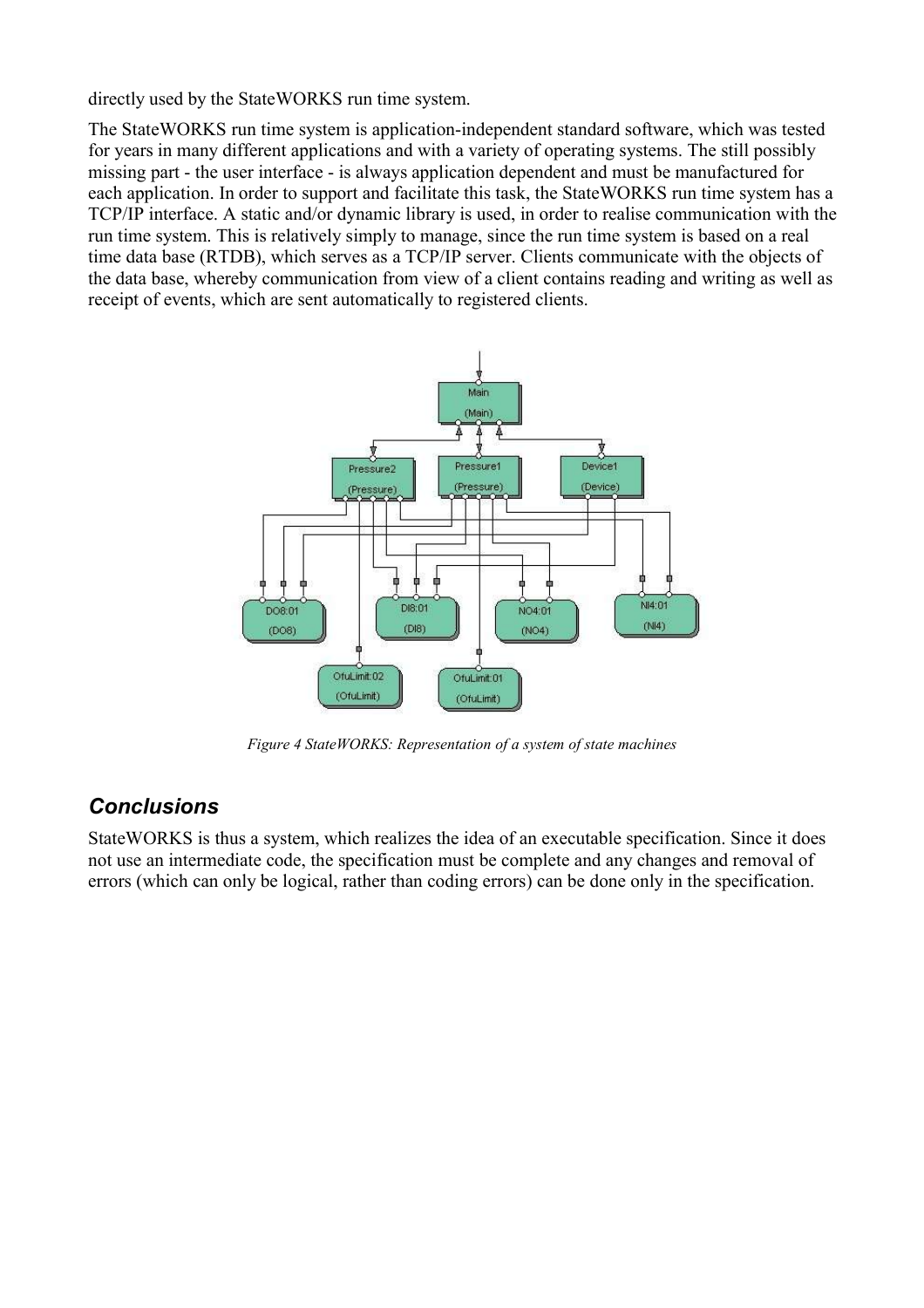directly used by the StateWORKS run time system.

The StateWORKS run time system is application-independent standard software, which was tested for years in many different applications and with a variety of operating systems. The still possibly missing part - the user interface - is always application dependent and must be manufactured for each application. In order to support and facilitate this task, the StateWORKS run time system has a TCP/IP interface. A static and/or dynamic library is used, in order to realise communication with the run time system. This is relatively simply to manage, since the run time system is based on a real time data base (RTDB), which serves as a TCP/IP server. Clients communicate with the objects of the data base, whereby communication from view of a client contains reading and writing as well as receipt of events, which are sent automatically to registered clients.

Main
(Main)
Pressure2
(Pressure)
Pressure1
(Pressure)
Device1
(Device)
DO8:01
(DO8)
DI8:01
(DI8)
NO4:01
(NO4)
NI4:01
(NI4)
OfuLimit:02
(OfuLimit)
OfuLimit:01
(OfuLimit)

*Figure 4 StateWORKS: Representation of a system of state machines*

## Conclusions

StateWORKS is thus a system, which realizes the idea of an executable specification. Since it does not use an intermediate code, the specification must be complete and any changes and removal of errors (which can only be logical, rather than coding errors) can be done only in the specification.